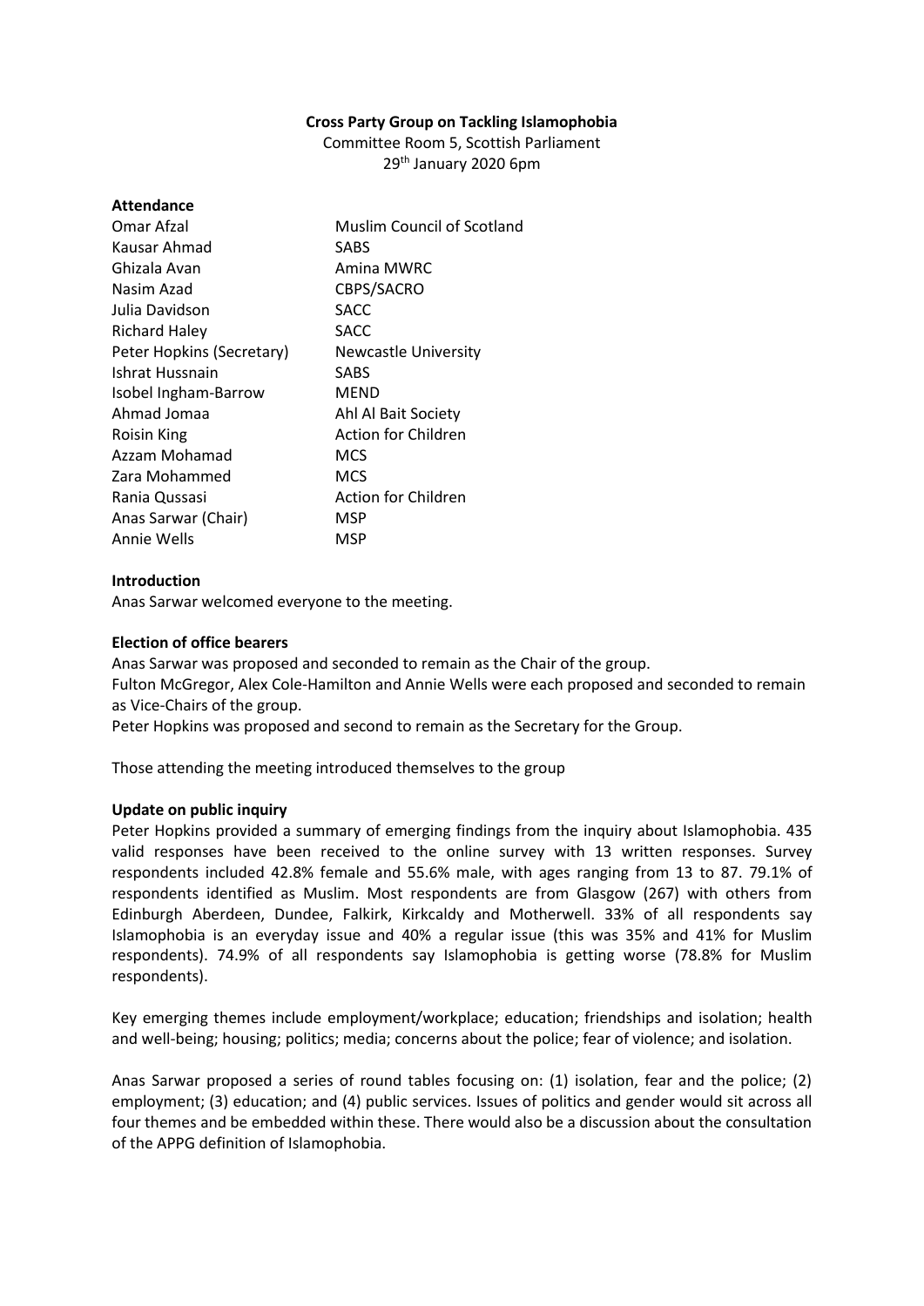**Cross Party Group on Tackling Islamophobia**

Committee Room 5, Scottish Parliament
29th January 2020 6pm

**Attendance**

| | |
|---|---|
| Omar Afzal | Muslim Council of Scotland |
| Kausar Ahmad | SABS |
| Ghizala Avan | Amina MWRC |
| Nasim Azad | CBPS/SACRO |
| Julia Davidson | SACC |
| Richard Haley | SACC |
| Peter Hopkins (Secretary) | Newcastle University |
| Ishrat Hussnain | SABS |
| Isobel Ingham-Barrow | MEND |
| Ahmad Jomaa | Ahl Al Bait Society |
| Roisin King | Action for Children |
| Azzam Mohamad | MCS |
| Zara Mohammed | MCS |
| Rania Qussasi | Action for Children |
| Anas Sarwar (Chair) | MSP |
| Annie Wells | MSP |

**Introduction**

Anas Sarwar welcomed everyone to the meeting.

**Election of office bearers**

Anas Sarwar was proposed and seconded to remain as the Chair of the group.
Fulton McGregor, Alex Cole-Hamilton and Annie Wells were each proposed and seconded to remain as Vice-Chairs of the group.
Peter Hopkins was proposed and second to remain as the Secretary for the Group.

Those attending the meeting introduced themselves to the group

**Update on public inquiry**

Peter Hopkins provided a summary of emerging findings from the inquiry about Islamophobia. 435 valid responses have been received to the online survey with 13 written responses. Survey respondents included 42.8% female and 55.6% male, with ages ranging from 13 to 87. 79.1% of respondents identified as Muslim. Most respondents are from Glasgow (267) with others from Edinburgh Aberdeen, Dundee, Falkirk, Kirkcaldy and Motherwell. 33% of all respondents say Islamophobia is an everyday issue and 40% a regular issue (this was 35% and 41% for Muslim respondents). 74.9% of all respondents say Islamophobia is getting worse (78.8% for Muslim respondents).

Key emerging themes include employment/workplace; education; friendships and isolation; health and well-being; housing; politics; media; concerns about the police; fear of violence; and isolation.

Anas Sarwar proposed a series of round tables focusing on: (1) isolation, fear and the police; (2) employment; (3) education; and (4) public services. Issues of politics and gender would sit across all four themes and be embedded within these. There would also be a discussion about the consultation of the APPG definition of Islamophobia.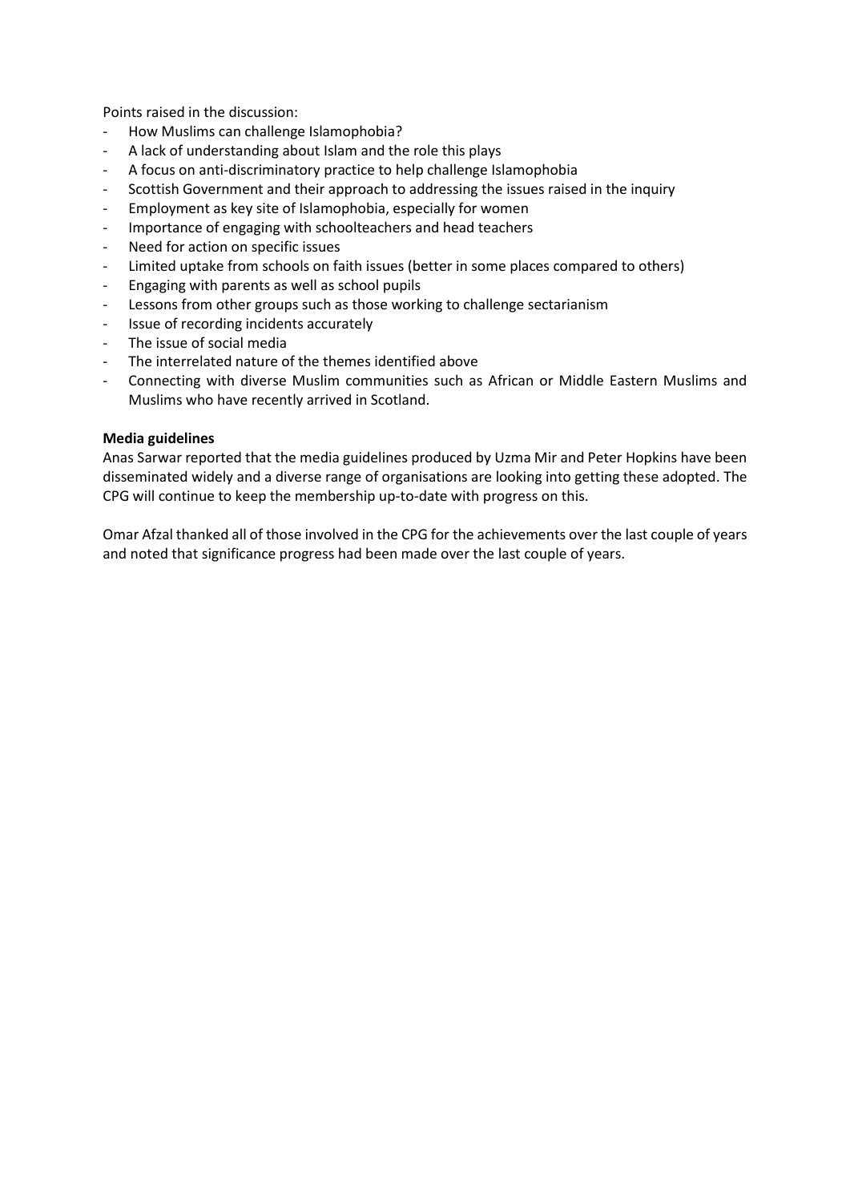Points raised in the discussion:

- How Muslims can challenge Islamophobia?
- A lack of understanding about Islam and the role this plays
- A focus on anti-discriminatory practice to help challenge Islamophobia
- Scottish Government and their approach to addressing the issues raised in the inquiry
- Employment as key site of Islamophobia, especially for women
- Importance of engaging with schoolteachers and head teachers
- Need for action on specific issues
- Limited uptake from schools on faith issues (better in some places compared to others)
- Engaging with parents as well as school pupils
- Lessons from other groups such as those working to challenge sectarianism
- Issue of recording incidents accurately
- The issue of social media
- The interrelated nature of the themes identified above
- Connecting with diverse Muslim communities such as African or Middle Eastern Muslims and Muslims who have recently arrived in Scotland.

**Media guidelines**

Anas Sarwar reported that the media guidelines produced by Uzma Mir and Peter Hopkins have been disseminated widely and a diverse range of organisations are looking into getting these adopted. The CPG will continue to keep the membership up-to-date with progress on this.

Omar Afzal thanked all of those involved in the CPG for the achievements over the last couple of years and noted that significance progress had been made over the last couple of years.